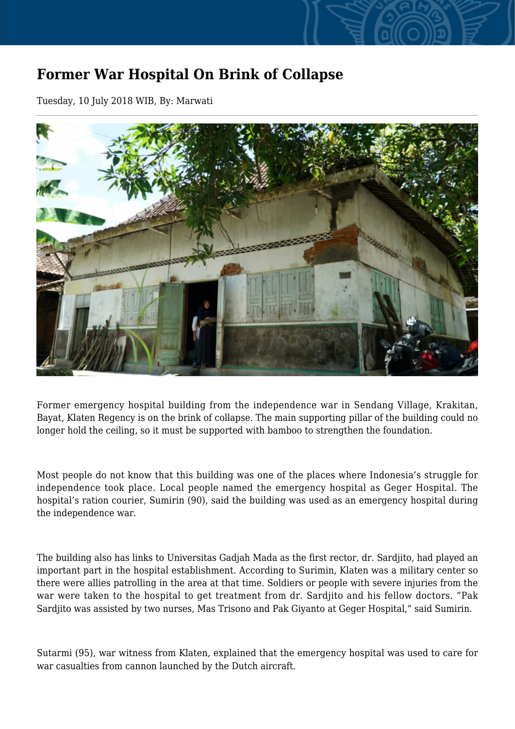# Former War Hospital On Brink of Collapse

Tuesday, 10 July 2018 WIB, By: Marwati

Former emergency hospital building from the independence war in Sendang Village, Krakitan, Bayat, Klaten Regency is on the brink of collapse. The main supporting pillar of the building could no longer hold the ceiling, so it must be supported with bamboo to strengthen the foundation.

Most people do not know that this building was one of the places where Indonesia's struggle for independence took place. Local people named the emergency hospital as Geger Hospital. The hospital's ration courier, Sumirin (90), said the building was used as an emergency hospital during the independence war.

The building also has links to Universitas Gadjah Mada as the first rector, dr. Sardjito, had played an important part in the hospital establishment. According to Surimin, Klaten was a military center so there were allies patrolling in the area at that time. Soldiers or people with severe injuries from the war were taken to the hospital to get treatment from dr. Sardjito and his fellow doctors. "Pak Sardjito was assisted by two nurses, Mas Trisono and Pak Giyanto at Geger Hospital," said Sumirin.

Sutarmi (95), war witness from Klaten, explained that the emergency hospital was used to care for war casualties from cannon launched by the Dutch aircraft.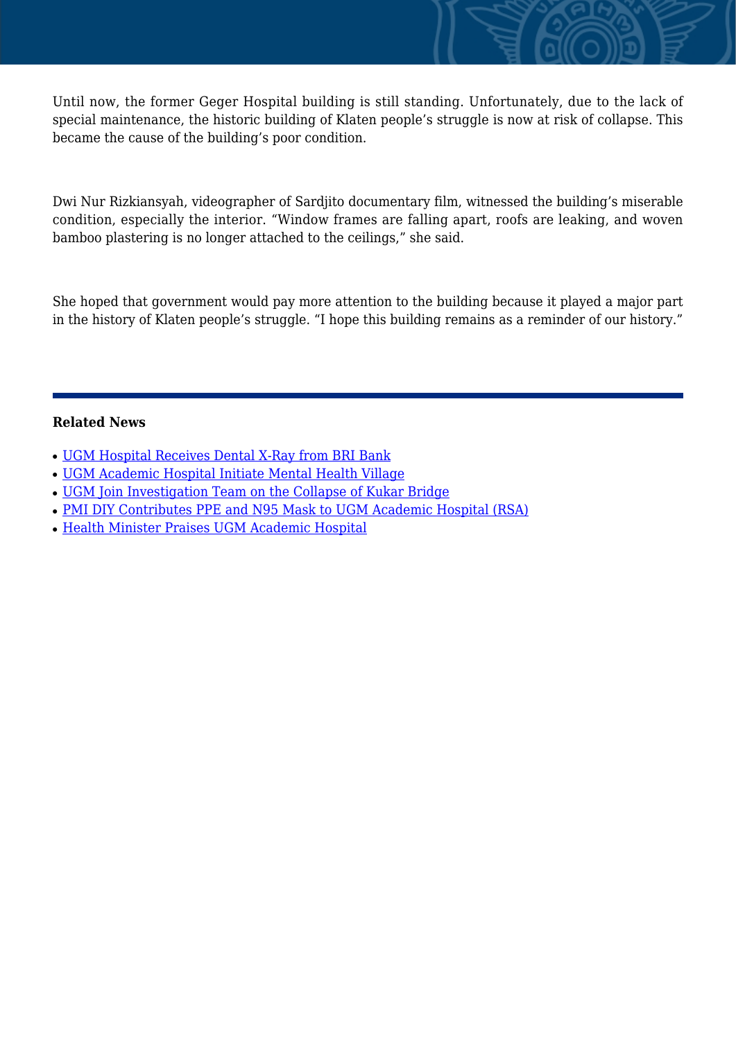Until now, the former Geger Hospital building is still standing. Unfortunately, due to the lack of special maintenance, the historic building of Klaten people's struggle is now at risk of collapse. This became the cause of the building's poor condition.

Dwi Nur Rizkiansyah, videographer of Sardjito documentary film, witnessed the building's miserable condition, especially the interior. "Window frames are falling apart, roofs are leaking, and woven bamboo plastering is no longer attached to the ceilings," she said.

She hoped that government would pay more attention to the building because it played a major part in the history of Klaten people's struggle. "I hope this building remains as a reminder of our history."

---

**Related News**

- UGM Hospital Receives Dental X-Ray from BRI Bank
- UGM Academic Hospital Initiate Mental Health Village
- UGM Join Investigation Team on the Collapse of Kukar Bridge
- PMI DIY Contributes PPE and N95 Mask to UGM Academic Hospital (RSA)
- Health Minister Praises UGM Academic Hospital